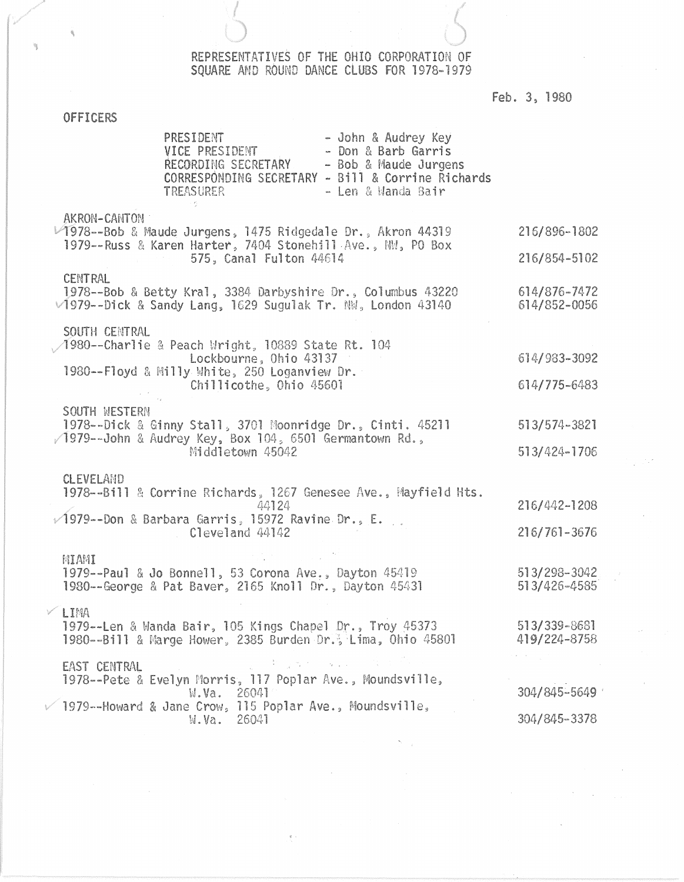# REPRESENTATIVES OF THE OHIO CORPORATION OF SQUARE AND ROUND DANCE CLUBS FOR 1978-1979

Feb. 3, 1980

## OFFICERS

| | |
|---|---|
| PRESIDENT | - John & Audrey Key |
| VICE PRESIDENT | - Don & Barb Garris |
| RECORDING SECRETARY | - Bob & Maude Jurgens |
| CORRESPONDING SECRETARY | - Bill & Corrine Richards |
| TREASURER | - Len & Wanda Bair |

### AKRON-CANTON

| | |
|---|---|
| 1978--Bob & Maude Jurgens, 1475 Ridgedale Dr., Akron 44319 | 216/896-1802 |
| 1979--Russ & Karen Harter, 7404 Stonehill Ave., NW, PO Box 575, Canal Fulton 44614 | 216/854-5102 |

### CENTRAL

| | |
|---|---|
| 1978--Bob & Betty Kral, 3384 Darbyshire Dr., Columbus 43220 | 614/876-7472 |
| 1979--Dick & Sandy Lang, 1629 Sugulak Tr. NW, London 43140 | 614/852-0056 |

### SOUTH CENTRAL

| | |
|---|---|
| 1980--Charlie & Peach Wright, 10889 State Rt. 104 Lockbourne, Ohio 43137 | 614/983-3092 |
| 1980--Floyd & Milly White, 250 Loganview Dr. Chillicothe, Ohio 45601 | 614/775-6483 |

### SOUTH WESTERN

| | |
|---|---|
| 1978--Dick & Ginny Stall, 3701 Moonridge Dr., Cinti. 45211 | 513/574-3821 |
| 1979--John & Audrey Key, Box 104, 6501 Germantown Rd., Middletown 45042 | 513/424-1706 |

### CLEVELAND

| | |
|---|---|
| 1978--Bill & Corrine Richards, 1267 Genesee Ave., Mayfield Hts. 44124 | 216/442-1208 |
| 1979--Don & Barbara Garris, 15972 Ravine Dr., E. Cleveland 44142 | 216/761-3676 |

### MIAMI

| | |
|---|---|
| 1979--Paul & Jo Bonnell, 53 Corona Ave., Dayton 45419 | 513/298-3042 |
| 1980--George & Pat Baver, 2165 Knoll Dr., Dayton 45431 | 513/426-4585 |

### LIMA

| | |
|---|---|
| 1979--Len & Wanda Bair, 105 Kings Chapel Dr., Troy 45373 | 513/339-8681 |
| 1980--Bill & Marge Hower, 2385 Burden Dr., Lima, Ohio 45801 | 419/224-8758 |

### EAST CENTRAL

| | |
|---|---|
| 1978--Pete & Evelyn Morris, 117 Poplar Ave., Moundsville, W.Va. 26041 | 304/845-5649 |
| 1979--Howard & Jane Crow, 115 Poplar Ave., Moundsville, W.Va. 26041 | 304/845-3378 |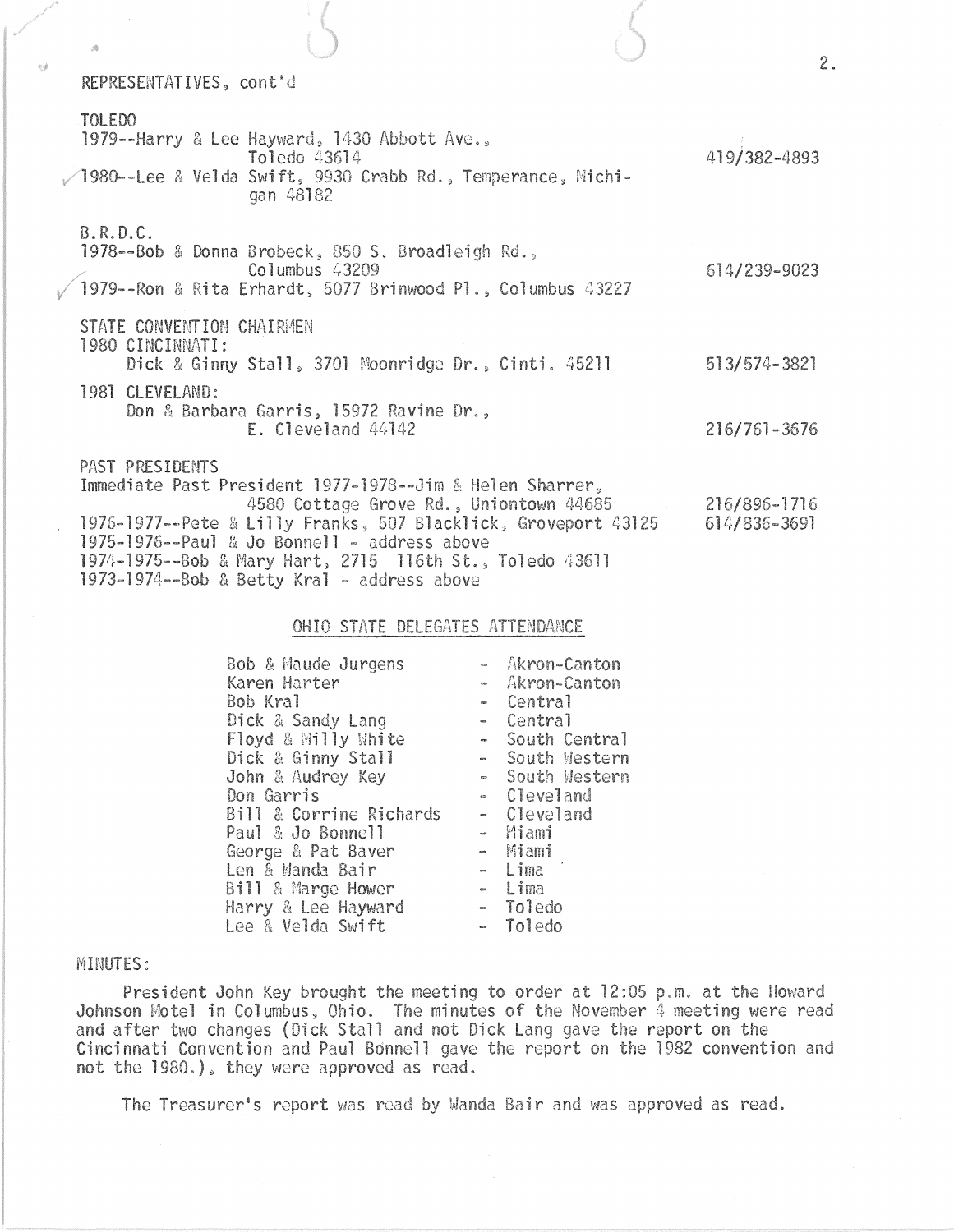REPRESENTATIVES, cont'd

TOLEDO

1979--Harry & Lee Hayward, 1430 Abbott Ave., Toledo 43614 — 419/382-4893

✓1980--Lee & Velda Swift, 9930 Crabb Rd., Temperance, Michigan 48182

B.R.D.C.

1978--Bob & Donna Brobeck, 850 S. Broadleigh Rd., Columbus 43209 — 614/239-9023

✓1979--Ron & Rita Erhardt, 5077 Brinwood Pl., Columbus 43227

STATE CONVENTION CHAIRMEN

1980 CINCINNATI:
Dick & Ginny Stall, 3701 Moonridge Dr., Cinti. 45211 — 513/574-3821

1981 CLEVELAND:
Don & Barbara Garris, 15972 Ravine Dr., E. Cleveland 44142 — 216/761-3676

PAST PRESIDENTS

Immediate Past President 1977-1978--Jim & Helen Sharrer, 4580 Cottage Grove Rd., Uniontown 44685 — 216/896-1716

1976-1977--Pete & Lilly Franks, 507 Blacklick, Groveport 43125 — 614/836-3691

1975-1976--Paul & Jo Bonnell - address above

1974-1975--Bob & Mary Hart, 2715 116th St., Toledo 43611

1973-1974--Bob & Betty Kral - address above

## OHIO STATE DELEGATES ATTENDANCE

| | |
|---|---|
| Bob & Maude Jurgens | - Akron-Canton |
| Karen Harter | - Akron-Canton |
| Bob Kral | - Central |
| Dick & Sandy Lang | - Central |
| Floyd & Milly White | - South Central |
| Dick & Ginny Stall | - South Western |
| John & Audrey Key | - South Western |
| Don Garris | - Cleveland |
| Bill & Corrine Richards | - Cleveland |
| Paul & Jo Bonnell | - Miami |
| George & Pat Baver | - Miami |
| Len & Wanda Bair | - Lima |
| Bill & Marge Hower | - Lima |
| Harry & Lee Hayward | - Toledo |
| Lee & Velda Swift | - Toledo |

MINUTES:

President John Key brought the meeting to order at 12:05 p.m. at the Howard Johnson Motel in Columbus, Ohio. The minutes of the November 4 meeting were read and after two changes (Dick Stall and not Dick Lang gave the report on the Cincinnati Convention and Paul Bonnell gave the report on the 1982 convention and not the 1980.), they were approved as read.

The Treasurer's report was read by Wanda Bair and was approved as read.